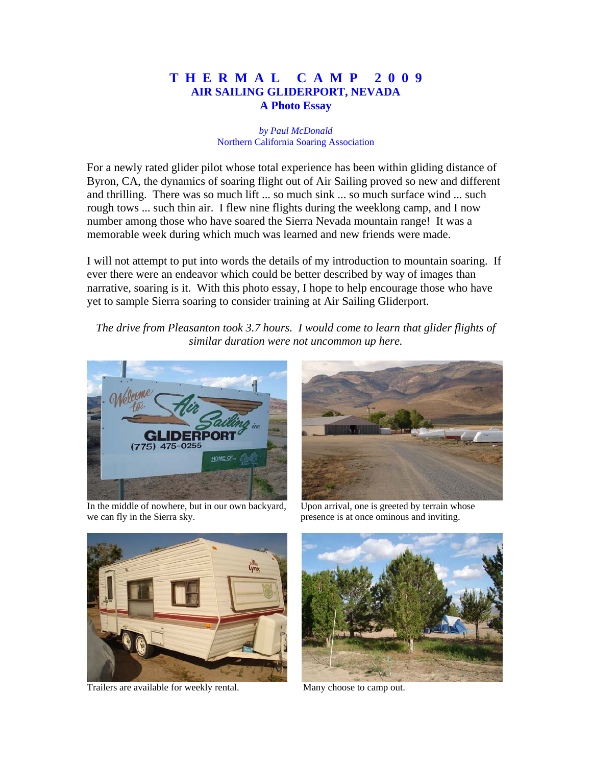# THERMAL CAMP 2009
## AIR SAILING GLIDERPORT, NEVADA
### A Photo Essay

*by Paul McDonald*
Northern California Soaring Association

For a newly rated glider pilot whose total experience has been within gliding distance of Byron, CA, the dynamics of soaring flight out of Air Sailing proved so new and different and thrilling. There was so much lift ... so much sink ... so much surface wind ... such rough tows ... such thin air. I flew nine flights during the weeklong camp, and I now number among those who have soared the Sierra Nevada mountain range! It was a memorable week during which much was learned and new friends were made.

I will not attempt to put into words the details of my introduction to mountain soaring. If ever there were an endeavor which could be better described by way of images than narrative, soaring is it. With this photo essay, I hope to help encourage those who have yet to sample Sierra soaring to consider training at Air Sailing Gliderport.

*The drive from Pleasanton took 3.7 hours. I would come to learn that glider flights of similar duration were not uncommon up here.*

In the middle of nowhere, but in our own backyard, we can fly in the Sierra sky.

Upon arrival, one is greeted by terrain whose presence is at once ominous and inviting.

Trailers are available for weekly rental.

Many choose to camp out.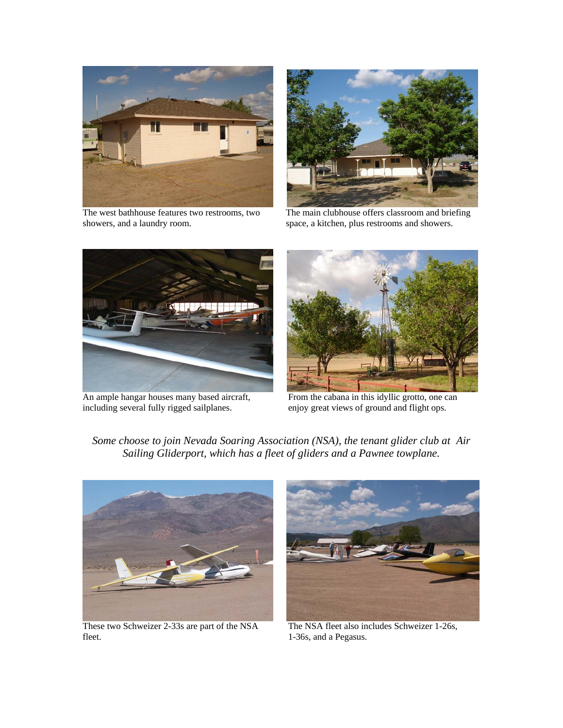The west bathhouse features two restrooms, two showers, and a laundry room.

The main clubhouse offers classroom and briefing space, a kitchen, plus restrooms and showers.

An ample hangar houses many based aircraft, including several fully rigged sailplanes.

From the cabana in this idyllic grotto, one can enjoy great views of ground and flight ops.

*Some choose to join Nevada Soaring Association (NSA), the tenant glider club at Air Sailing Gliderport, which has a fleet of gliders and a Pawnee towplane.*

These two Schweizer 2-33s are part of the NSA fleet.

The NSA fleet also includes Schweizer 1-26s, 1-36s, and a Pegasus.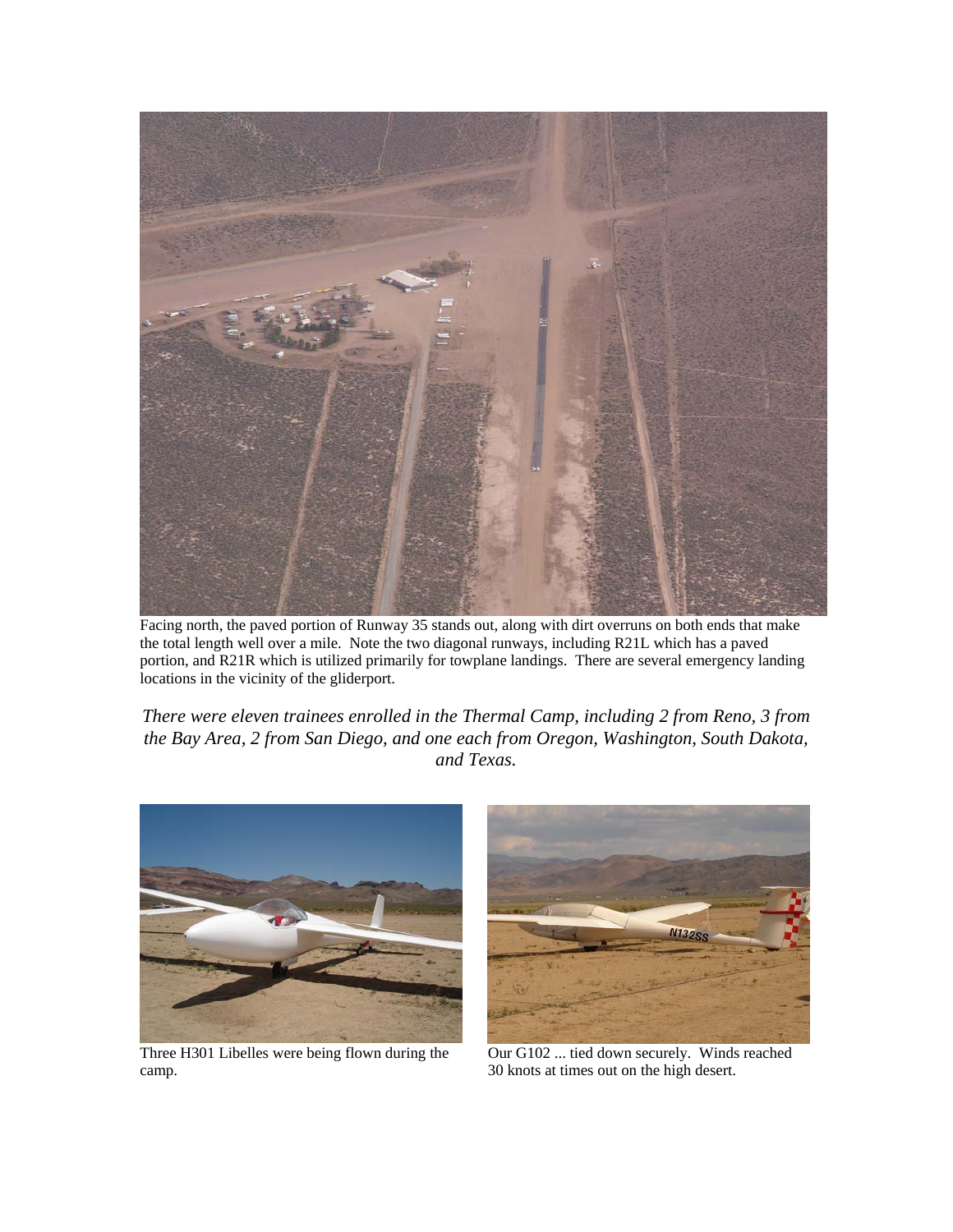Facing north, the paved portion of Runway 35 stands out, along with dirt overruns on both ends that make the total length well over a mile. Note the two diagonal runways, including R21L which has a paved portion, and R21R which is utilized primarily for towplane landings. There are several emergency landing locations in the vicinity of the gliderport.

*There were eleven trainees enrolled in the Thermal Camp, including 2 from Reno, 3 from the Bay Area, 2 from San Diego, and one each from Oregon, Washington, South Dakota, and Texas.*

Three H301 Libelles were being flown during the camp.

Our G102 ... tied down securely. Winds reached 30 knots at times out on the high desert.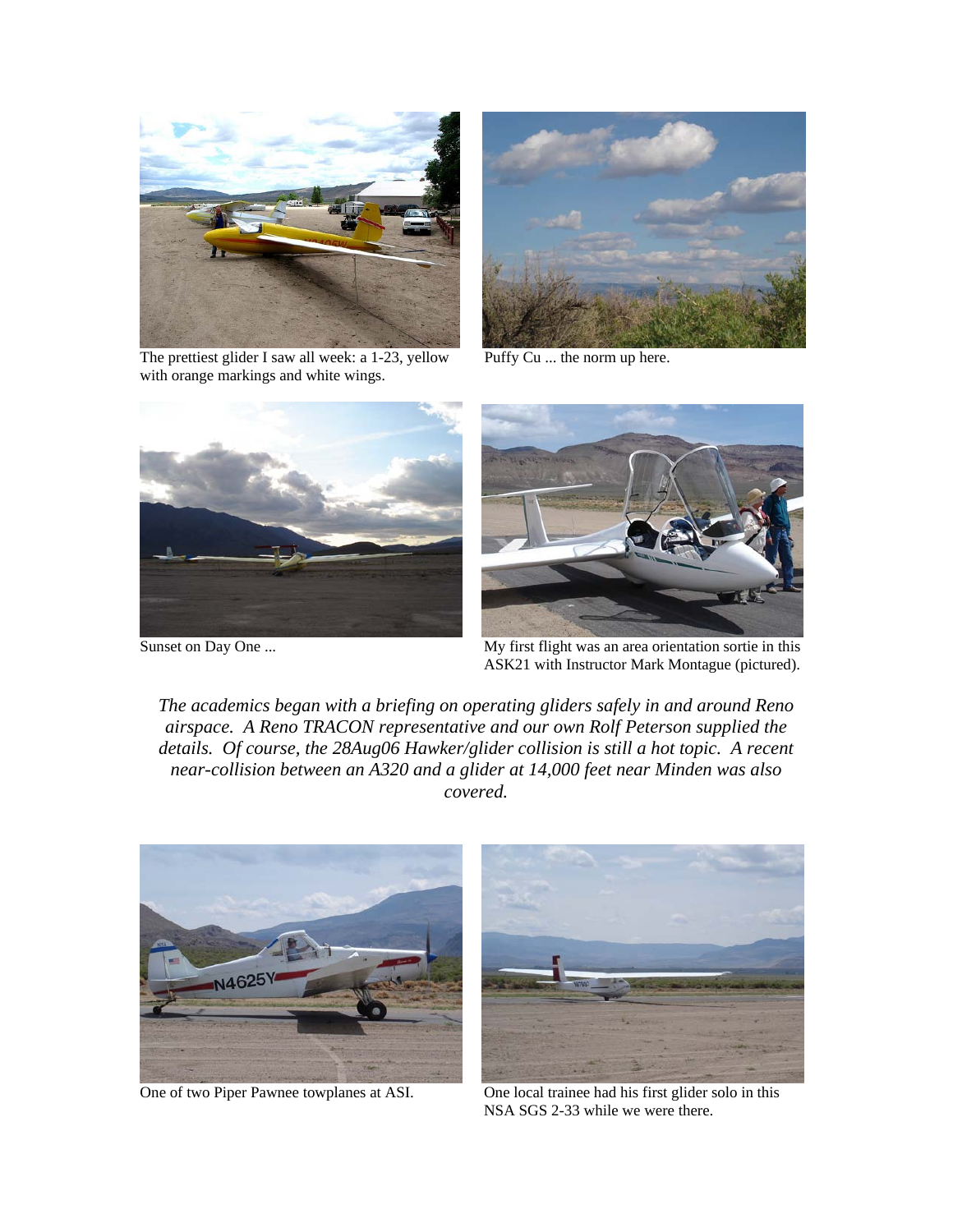The prettiest glider I saw all week: a 1-23, yellow with orange markings and white wings.

Puffy Cu ... the norm up here.

Sunset on Day One ...

My first flight was an area orientation sortie in this ASK21 with Instructor Mark Montague (pictured).

*The academics began with a briefing on operating gliders safely in and around Reno airspace. A Reno TRACON representative and our own Rolf Peterson supplied the details. Of course, the 28Aug06 Hawker/glider collision is still a hot topic. A recent near-collision between an A320 and a glider at 14,000 feet near Minden was also covered.*

One of two Piper Pawnee towplanes at ASI.

One local trainee had his first glider solo in this NSA SGS 2-33 while we were there.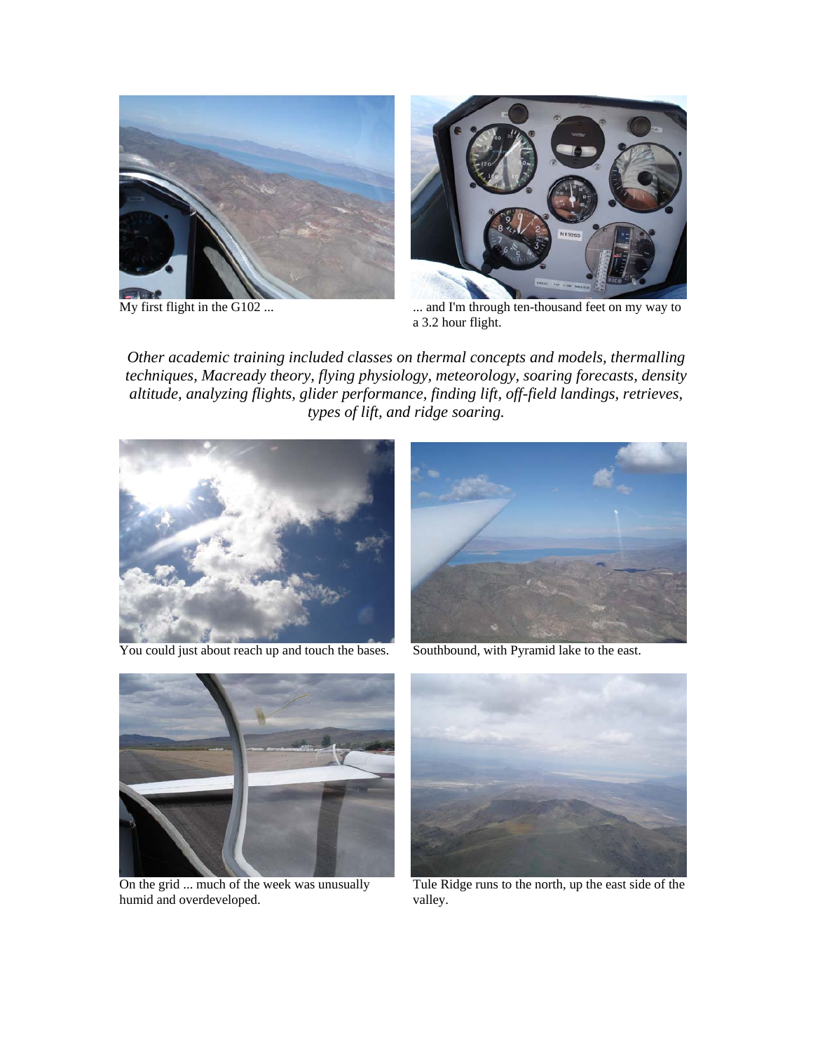My first flight in the G102 ...

... and I'm through ten-thousand feet on my way to a 3.2 hour flight.

*Other academic training included classes on thermal concepts and models, thermalling techniques, Macready theory, flying physiology, meteorology, soaring forecasts, density altitude, analyzing flights, glider performance, finding lift, off-field landings, retrieves, types of lift, and ridge soaring.*

You could just about reach up and touch the bases.

Southbound, with Pyramid lake to the east.

On the grid ... much of the week was unusually humid and overdeveloped.

Tule Ridge runs to the north, up the east side of the valley.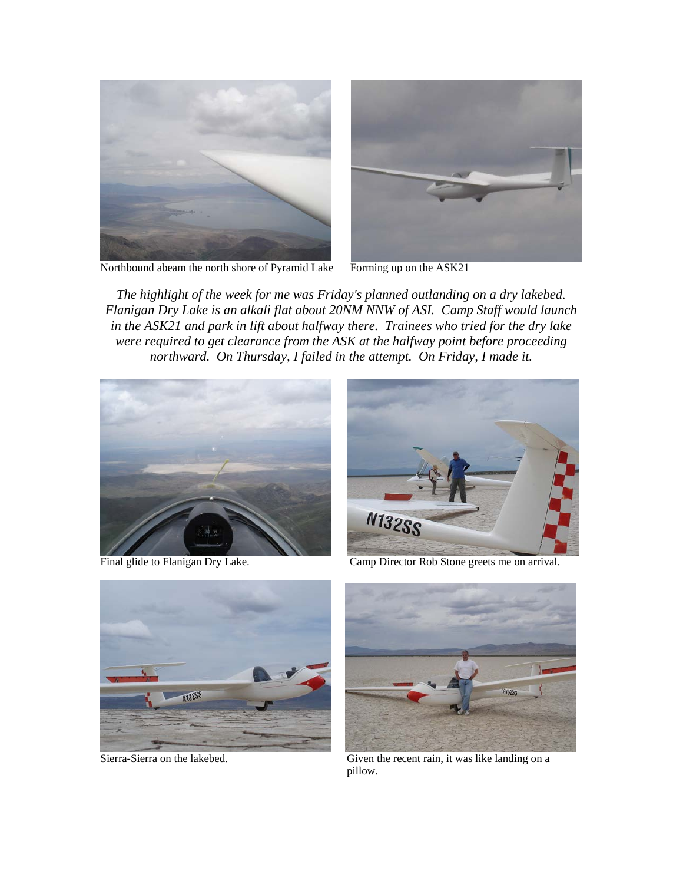Northbound abeam the north shore of Pyramid Lake

Forming up on the ASK21

*The highlight of the week for me was Friday's planned outlanding on a dry lakebed. Flanigan Dry Lake is an alkali flat about 20NM NNW of ASI. Camp Staff would launch in the ASK21 and park in lift about halfway there. Trainees who tried for the dry lake were required to get clearance from the ASK at the halfway point before proceeding northward. On Thursday, I failed in the attempt. On Friday, I made it.*

Final glide to Flanigan Dry Lake.

Camp Director Rob Stone greets me on arrival.

Sierra-Sierra on the lakebed.

Given the recent rain, it was like landing on a pillow.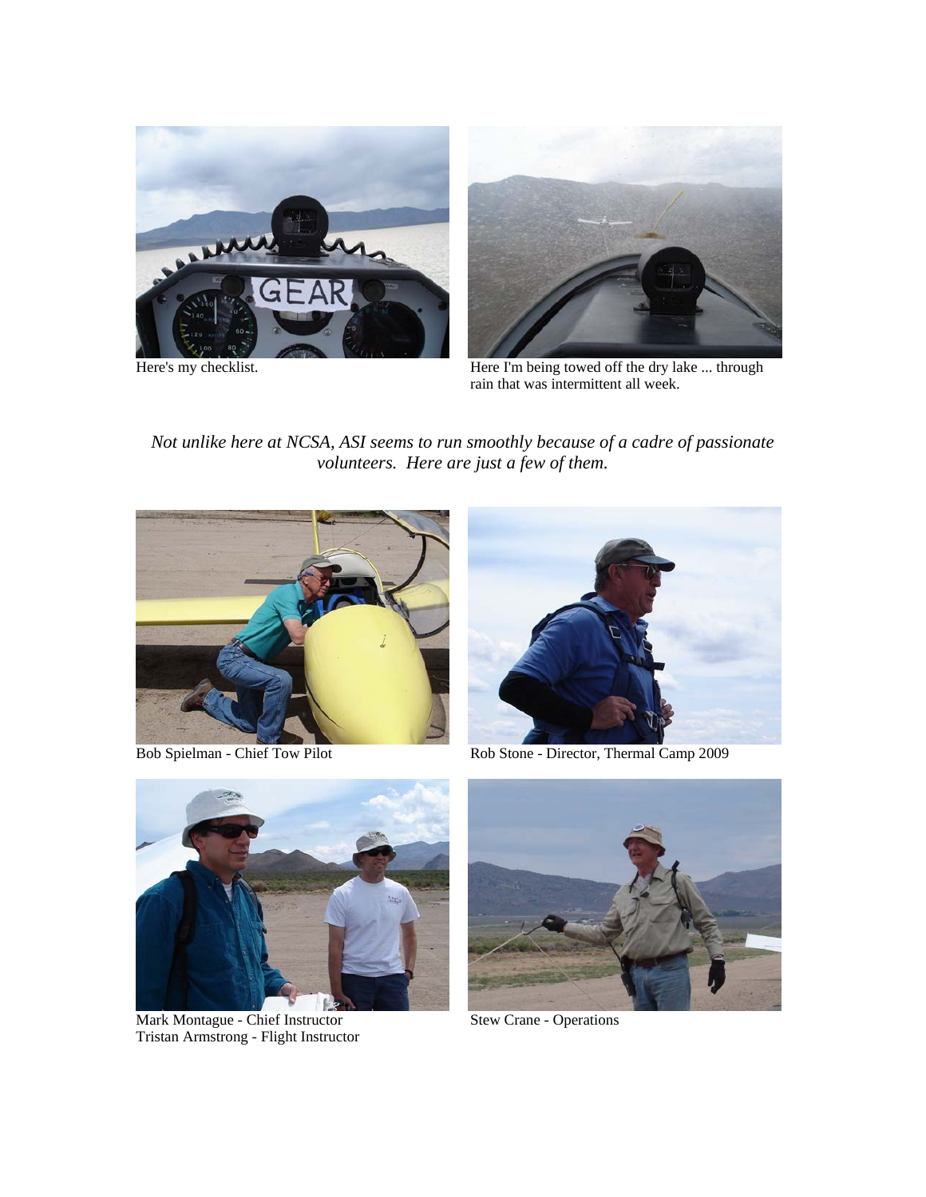Here's my checklist.

Here I'm being towed off the dry lake ... through rain that was intermittent all week.

*Not unlike here at NCSA, ASI seems to run smoothly because of a cadre of passionate volunteers. Here are just a few of them.*

Bob Spielman - Chief Tow Pilot

Rob Stone - Director, Thermal Camp 2009

Mark Montague - Chief Instructor
Tristan Armstrong - Flight Instructor

Stew Crane - Operations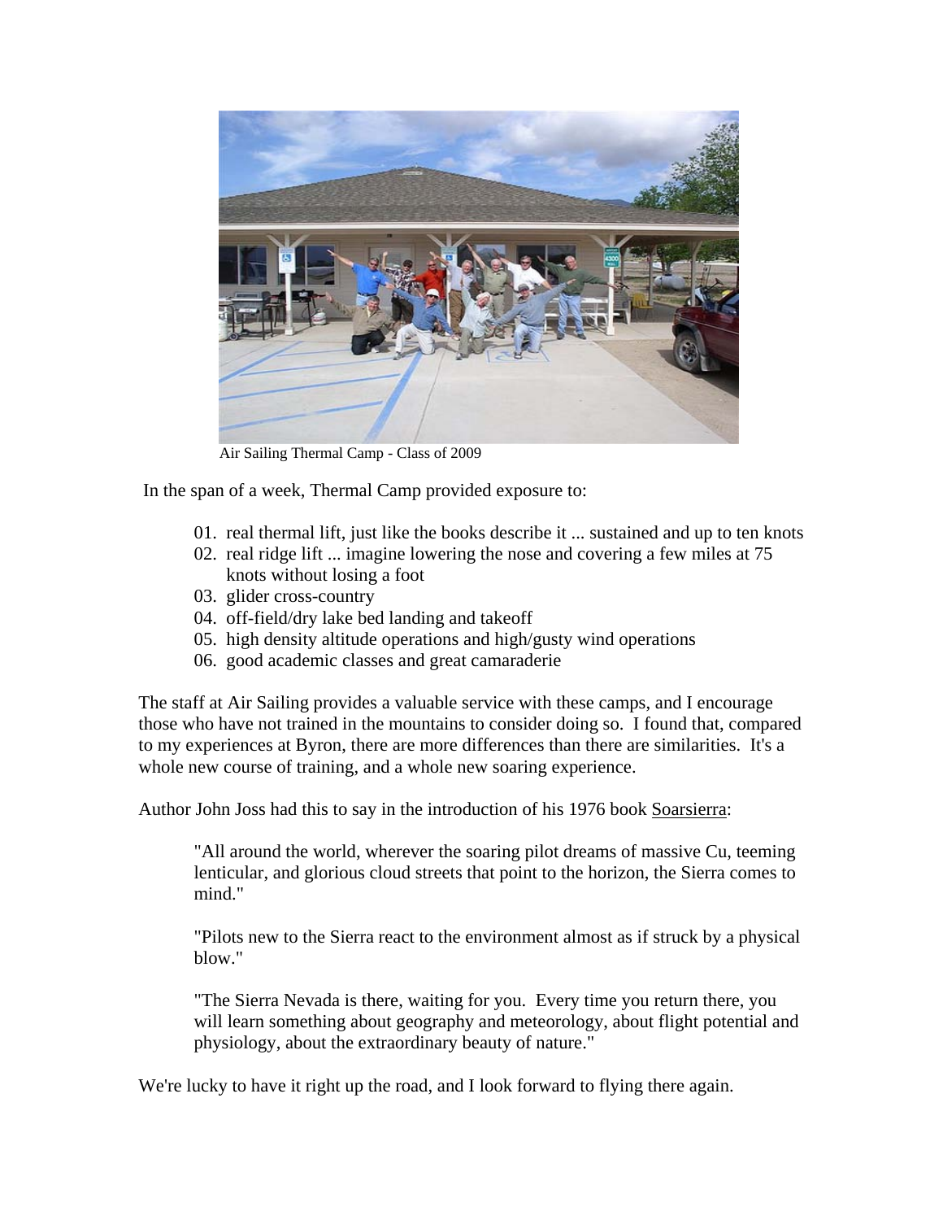Air Sailing Thermal Camp - Class of 2009

In the span of a week, Thermal Camp provided exposure to:

01. real thermal lift, just like the books describe it ... sustained and up to ten knots
02. real ridge lift ... imagine lowering the nose and covering a few miles at 75 knots without losing a foot
03. glider cross-country
04. off-field/dry lake bed landing and takeoff
05. high density altitude operations and high/gusty wind operations
06. good academic classes and great camaraderie

The staff at Air Sailing provides a valuable service with these camps, and I encourage those who have not trained in the mountains to consider doing so. I found that, compared to my experiences at Byron, there are more differences than there are similarities. It's a whole new course of training, and a whole new soaring experience.

Author John Joss had this to say in the introduction of his 1976 book Soarsierra:

> "All around the world, wherever the soaring pilot dreams of massive Cu, teeming lenticular, and glorious cloud streets that point to the horizon, the Sierra comes to mind."
>
> "Pilots new to the Sierra react to the environment almost as if struck by a physical blow."
>
> "The Sierra Nevada is there, waiting for you. Every time you return there, you will learn something about geography and meteorology, about flight potential and physiology, about the extraordinary beauty of nature."

We're lucky to have it right up the road, and I look forward to flying there again.